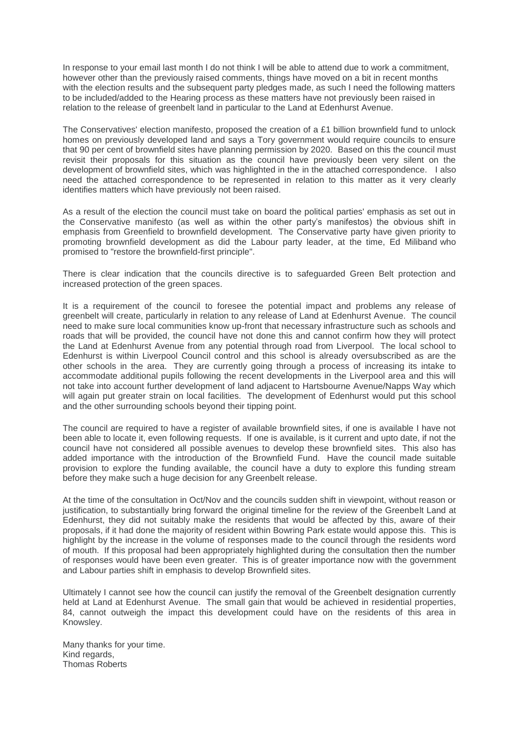In response to your email last month I do not think I will be able to attend due to work a commitment, however other than the previously raised comments, things have moved on a bit in recent months with the election results and the subsequent party pledges made, as such I need the following matters to be included/added to the Hearing process as these matters have not previously been raised in relation to the release of greenbelt land in particular to the Land at Edenhurst Avenue.

The Conservatives' election manifesto, proposed the creation of a £1 billion brownfield fund to unlock homes on previously developed land and says a Tory government would require councils to ensure that 90 per cent of brownfield sites have planning permission by 2020. Based on this the council must revisit their proposals for this situation as the council have previously been very silent on the development of brownfield sites, which was highlighted in the in the attached correspondence. I also need the attached correspondence to be represented in relation to this matter as it very clearly identifies matters which have previously not been raised.

As a result of the election the council must take on board the political parties' emphasis as set out in the Conservative manifesto (as well as within the other party's manifestos) the obvious shift in emphasis from Greenfield to brownfield development. The Conservative party have given priority to promoting brownfield development as did the Labour party leader, at the time, Ed Miliband who promised to "restore the brownfield-first principle".

There is clear indication that the councils directive is to safeguarded Green Belt protection and increased protection of the green spaces.

It is a requirement of the council to foresee the potential impact and problems any release of greenbelt will create, particularly in relation to any release of Land at Edenhurst Avenue. The council need to make sure local communities know up-front that necessary infrastructure such as schools and roads that will be provided, the council have not done this and cannot confirm how they will protect the Land at Edenhurst Avenue from any potential through road from Liverpool. The local school to Edenhurst is within Liverpool Council control and this school is already oversubscribed as are the other schools in the area. They are currently going through a process of increasing its intake to accommodate additional pupils following the recent developments in the Liverpool area and this will not take into account further development of land adjacent to Hartsbourne Avenue/Napps Way which will again put greater strain on local facilities. The development of Edenhurst would put this school and the other surrounding schools beyond their tipping point.

The council are required to have a register of available brownfield sites, if one is available I have not been able to locate it, even following requests. If one is available, is it current and upto date, if not the council have not considered all possible avenues to develop these brownfield sites. This also has added importance with the introduction of the Brownfield Fund. Have the council made suitable provision to explore the funding available, the council have a duty to explore this funding stream before they make such a huge decision for any Greenbelt release.

At the time of the consultation in Oct/Nov and the councils sudden shift in viewpoint, without reason or justification, to substantially bring forward the original timeline for the review of the Greenbelt Land at Edenhurst, they did not suitably make the residents that would be affected by this, aware of their proposals, if it had done the majority of resident within Bowring Park estate would appose this. This is highlight by the increase in the volume of responses made to the council through the residents word of mouth. If this proposal had been appropriately highlighted during the consultation then the number of responses would have been even greater. This is of greater importance now with the government and Labour parties shift in emphasis to develop Brownfield sites.

Ultimately I cannot see how the council can justify the removal of the Greenbelt designation currently held at Land at Edenhurst Avenue. The small gain that would be achieved in residential properties, 84, cannot outweigh the impact this development could have on the residents of this area in Knowsley.

Many thanks for your time.
Kind regards,
Thomas Roberts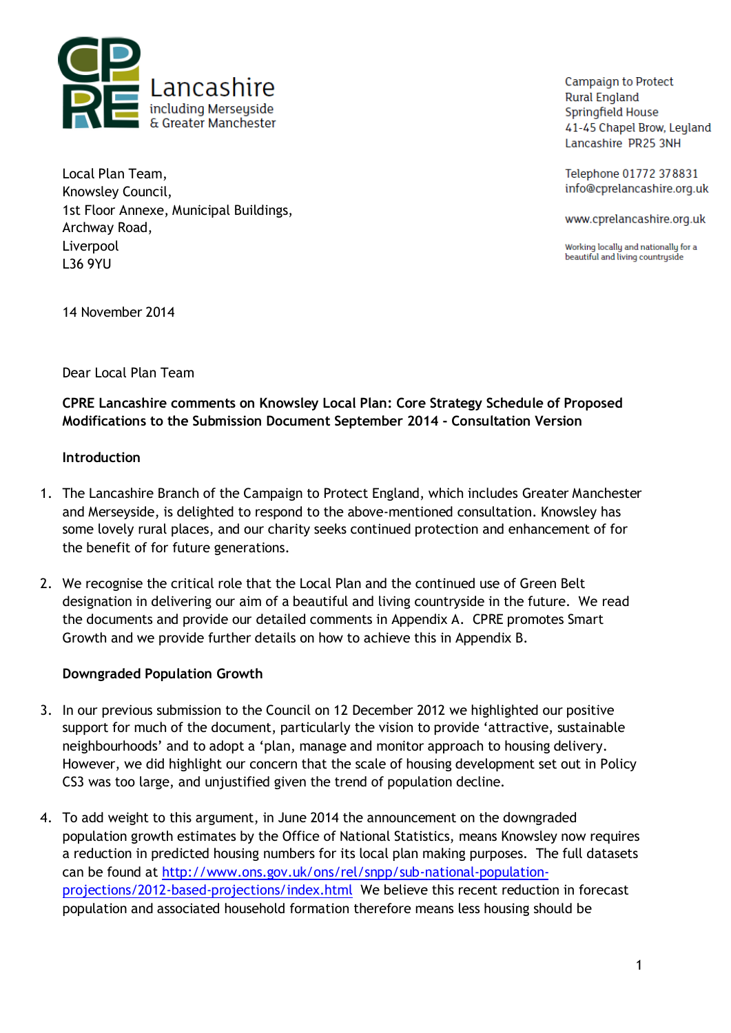Local Plan Team,
Knowsley Council,
1st Floor Annexe, Municipal Buildings,
Archway Road,
Liverpool
L36 9YU

Campaign to Protect
Rural England
Springfield House
41-45 Chapel Brow, Leyland
Lancashire PR25 3NH

Telephone 01772 378831
info@cprelancashire.org.uk

www.cprelancashire.org.uk

Working locally and nationally for a beautiful and living countryside

14 November 2014

Dear Local Plan Team

**CPRE Lancashire comments on Knowsley Local Plan: Core Strategy Schedule of Proposed Modifications to the Submission Document September 2014 - Consultation Version**

**Introduction**

1. The Lancashire Branch of the Campaign to Protect England, which includes Greater Manchester and Merseyside, is delighted to respond to the above-mentioned consultation. Knowsley has some lovely rural places, and our charity seeks continued protection and enhancement of for the benefit of for future generations.

2. We recognise the critical role that the Local Plan and the continued use of Green Belt designation in delivering our aim of a beautiful and living countryside in the future. We read the documents and provide our detailed comments in Appendix A. CPRE promotes Smart Growth and we provide further details on how to achieve this in Appendix B.

**Downgraded Population Growth**

3. In our previous submission to the Council on 12 December 2012 we highlighted our positive support for much of the document, particularly the vision to provide 'attractive, sustainable neighbourhoods' and to adopt a 'plan, manage and monitor approach to housing delivery. However, we did highlight our concern that the scale of housing development set out in Policy CS3 was too large, and unjustified given the trend of population decline.

4. To add weight to this argument, in June 2014 the announcement on the downgraded population growth estimates by the Office of National Statistics, means Knowsley now requires a reduction in predicted housing numbers for its local plan making purposes. The full datasets can be found at http://www.ons.gov.uk/ons/rel/snpp/sub-national-population-projections/2012-based-projections/index.html We believe this recent reduction in forecast population and associated household formation therefore means less housing should be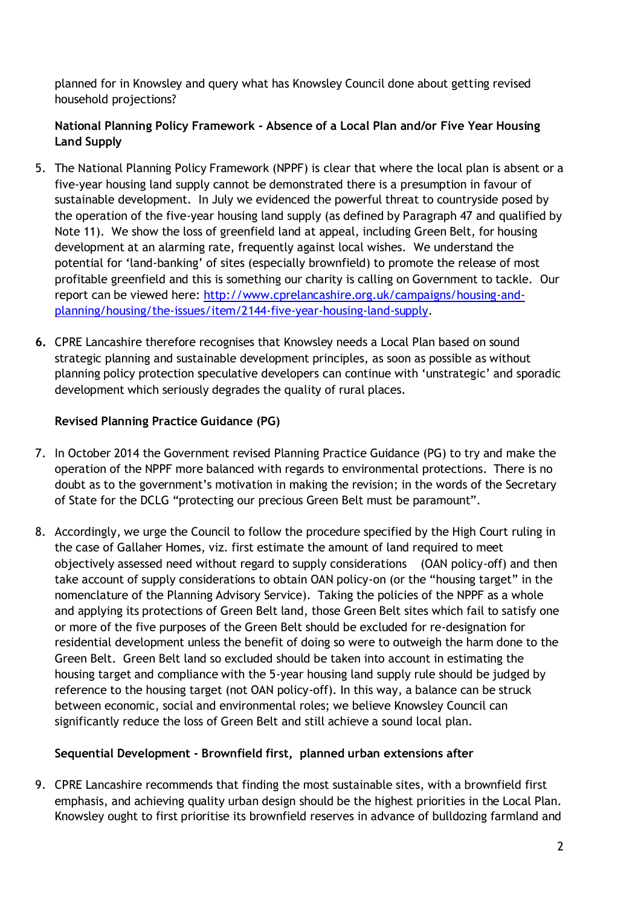planned for in Knowsley and query what has Knowsley Council done about getting revised household projections?

**National Planning Policy Framework - Absence of a Local Plan and/or Five Year Housing Land Supply**

5. The National Planning Policy Framework (NPPF) is clear that where the local plan is absent or a five-year housing land supply cannot be demonstrated there is a presumption in favour of sustainable development. In July we evidenced the powerful threat to countryside posed by the operation of the five-year housing land supply (as defined by Paragraph 47 and qualified by Note 11). We show the loss of greenfield land at appeal, including Green Belt, for housing development at an alarming rate, frequently against local wishes. We understand the potential for 'land-banking' of sites (especially brownfield) to promote the release of most profitable greenfield and this is something our charity is calling on Government to tackle. Our report can be viewed here: [http://www.cprelancashire.org.uk/campaigns/housing-and-planning/housing/the-issues/item/2144-five-year-housing-land-supply](http://www.cprelancashire.org.uk/campaigns/housing-and-planning/housing/the-issues/item/2144-five-year-housing-land-supply).

6. CPRE Lancashire therefore recognises that Knowsley needs a Local Plan based on sound strategic planning and sustainable development principles, as soon as possible as without planning policy protection speculative developers can continue with 'unstrategic' and sporadic development which seriously degrades the quality of rural places.

**Revised Planning Practice Guidance (PG)**

7. In October 2014 the Government revised Planning Practice Guidance (PG) to try and make the operation of the NPPF more balanced with regards to environmental protections. There is no doubt as to the government's motivation in making the revision; in the words of the Secretary of State for the DCLG "protecting our precious Green Belt must be paramount".

8. Accordingly, we urge the Council to follow the procedure specified by the High Court ruling in the case of Gallaher Homes, viz. first estimate the amount of land required to meet objectively assessed need without regard to supply considerations (OAN policy-off) and then take account of supply considerations to obtain OAN policy-on (or the "housing target" in the nomenclature of the Planning Advisory Service). Taking the policies of the NPPF as a whole and applying its protections of Green Belt land, those Green Belt sites which fail to satisfy one or more of the five purposes of the Green Belt should be excluded for re-designation for residential development unless the benefit of doing so were to outweigh the harm done to the Green Belt. Green Belt land so excluded should be taken into account in estimating the housing target and compliance with the 5-year housing land supply rule should be judged by reference to the housing target (not OAN policy-off). In this way, a balance can be struck between economic, social and environmental roles; we believe Knowsley Council can significantly reduce the loss of Green Belt and still achieve a sound local plan.

**Sequential Development - Brownfield first, planned urban extensions after**

9. CPRE Lancashire recommends that finding the most sustainable sites, with a brownfield first emphasis, and achieving quality urban design should be the highest priorities in the Local Plan. Knowsley ought to first prioritise its brownfield reserves in advance of bulldozing farmland and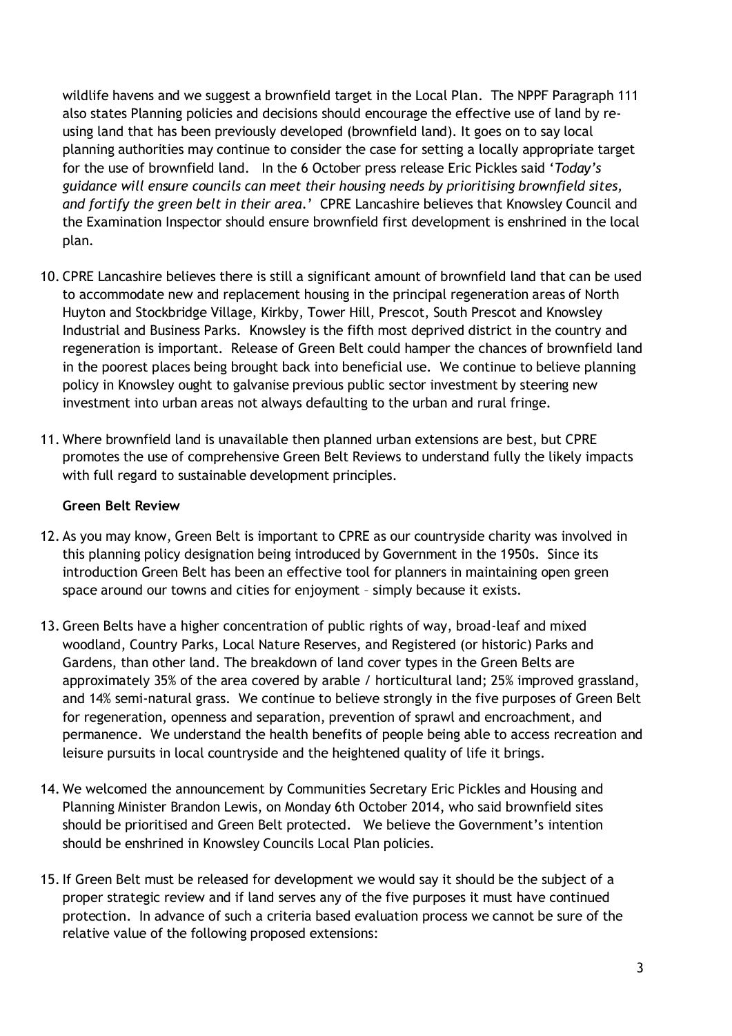wildlife havens and we suggest a brownfield target in the Local Plan. The NPPF Paragraph 111 also states Planning policies and decisions should encourage the effective use of land by re-using land that has been previously developed (brownfield land). It goes on to say local planning authorities may continue to consider the case for setting a locally appropriate target for the use of brownfield land. In the 6 October press release Eric Pickles said '*Today's guidance will ensure councils can meet their housing needs by prioritising brownfield sites, and fortify the green belt in their area.*' CPRE Lancashire believes that Knowsley Council and the Examination Inspector should ensure brownfield first development is enshrined in the local plan.

10. CPRE Lancashire believes there is still a significant amount of brownfield land that can be used to accommodate new and replacement housing in the principal regeneration areas of North Huyton and Stockbridge Village, Kirkby, Tower Hill, Prescot, South Prescot and Knowsley Industrial and Business Parks. Knowsley is the fifth most deprived district in the country and regeneration is important. Release of Green Belt could hamper the chances of brownfield land in the poorest places being brought back into beneficial use. We continue to believe planning policy in Knowsley ought to galvanise previous public sector investment by steering new investment into urban areas not always defaulting to the urban and rural fringe.

11. Where brownfield land is unavailable then planned urban extensions are best, but CPRE promotes the use of comprehensive Green Belt Reviews to understand fully the likely impacts with full regard to sustainable development principles.

**Green Belt Review**

12. As you may know, Green Belt is important to CPRE as our countryside charity was involved in this planning policy designation being introduced by Government in the 1950s. Since its introduction Green Belt has been an effective tool for planners in maintaining open green space around our towns and cities for enjoyment – simply because it exists.

13. Green Belts have a higher concentration of public rights of way, broad-leaf and mixed woodland, Country Parks, Local Nature Reserves, and Registered (or historic) Parks and Gardens, than other land. The breakdown of land cover types in the Green Belts are approximately 35% of the area covered by arable / horticultural land; 25% improved grassland, and 14% semi-natural grass. We continue to believe strongly in the five purposes of Green Belt for regeneration, openness and separation, prevention of sprawl and encroachment, and permanence. We understand the health benefits of people being able to access recreation and leisure pursuits in local countryside and the heightened quality of life it brings.

14. We welcomed the announcement by Communities Secretary Eric Pickles and Housing and Planning Minister Brandon Lewis, on Monday 6th October 2014, who said brownfield sites should be prioritised and Green Belt protected. We believe the Government's intention should be enshrined in Knowsley Councils Local Plan policies.

15. If Green Belt must be released for development we would say it should be the subject of a proper strategic review and if land serves any of the five purposes it must have continued protection. In advance of such a criteria based evaluation process we cannot be sure of the relative value of the following proposed extensions: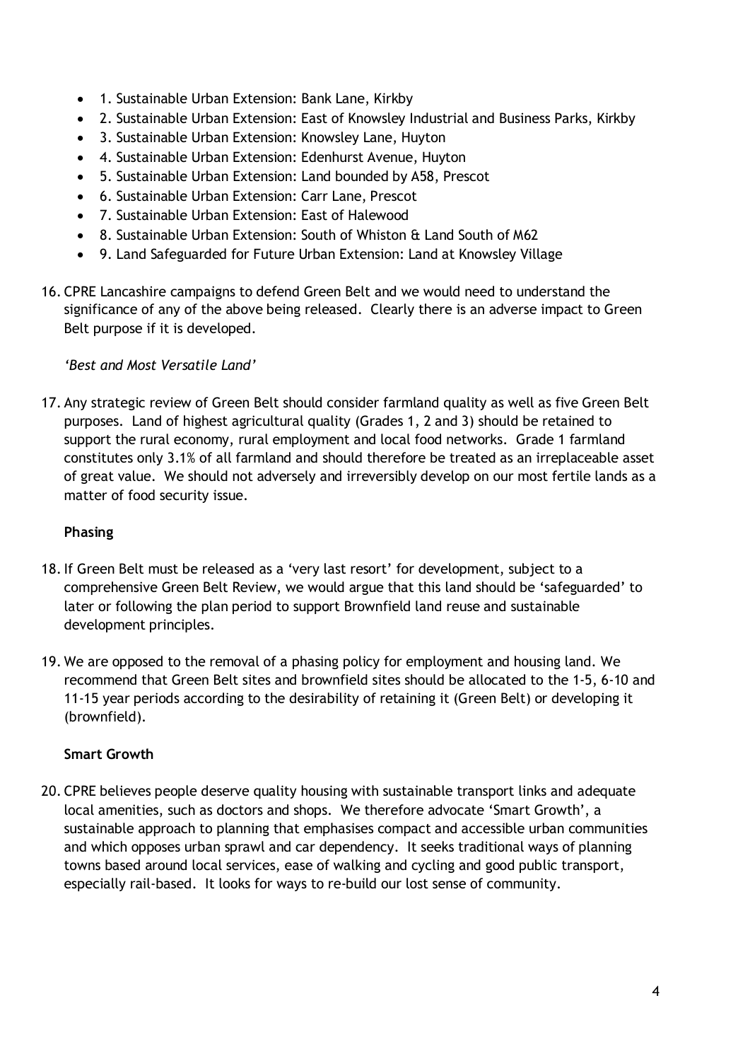- 1. Sustainable Urban Extension: Bank Lane, Kirkby
- 2. Sustainable Urban Extension: East of Knowsley Industrial and Business Parks, Kirkby
- 3. Sustainable Urban Extension: Knowsley Lane, Huyton
- 4. Sustainable Urban Extension: Edenhurst Avenue, Huyton
- 5. Sustainable Urban Extension: Land bounded by A58, Prescot
- 6. Sustainable Urban Extension: Carr Lane, Prescot
- 7. Sustainable Urban Extension: East of Halewood
- 8. Sustainable Urban Extension: South of Whiston & Land South of M62
- 9. Land Safeguarded for Future Urban Extension: Land at Knowsley Village

16. CPRE Lancashire campaigns to defend Green Belt and we would need to understand the significance of any of the above being released. Clearly there is an adverse impact to Green Belt purpose if it is developed.

*'Best and Most Versatile Land'*

17. Any strategic review of Green Belt should consider farmland quality as well as five Green Belt purposes. Land of highest agricultural quality (Grades 1, 2 and 3) should be retained to support the rural economy, rural employment and local food networks. Grade 1 farmland constitutes only 3.1% of all farmland and should therefore be treated as an irreplaceable asset of great value. We should not adversely and irreversibly develop on our most fertile lands as a matter of food security issue.

**Phasing**

18. If Green Belt must be released as a 'very last resort' for development, subject to a comprehensive Green Belt Review, we would argue that this land should be 'safeguarded' to later or following the plan period to support Brownfield land reuse and sustainable development principles.

19. We are opposed to the removal of a phasing policy for employment and housing land. We recommend that Green Belt sites and brownfield sites should be allocated to the 1-5, 6-10 and 11-15 year periods according to the desirability of retaining it (Green Belt) or developing it (brownfield).

**Smart Growth**

20. CPRE believes people deserve quality housing with sustainable transport links and adequate local amenities, such as doctors and shops. We therefore advocate 'Smart Growth', a sustainable approach to planning that emphasises compact and accessible urban communities and which opposes urban sprawl and car dependency. It seeks traditional ways of planning towns based around local services, ease of walking and cycling and good public transport, especially rail-based. It looks for ways to re-build our lost sense of community.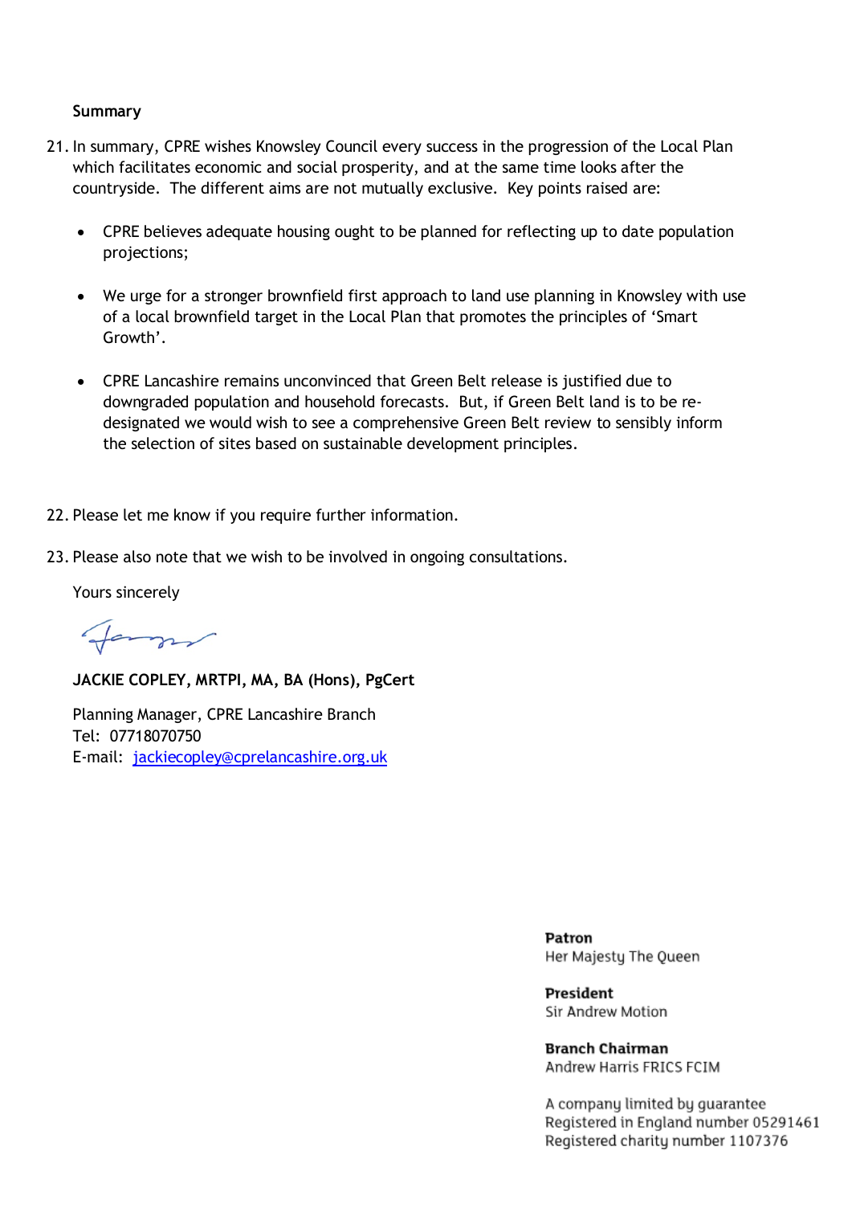**Summary**

21. In summary, CPRE wishes Knowsley Council every success in the progression of the Local Plan which facilitates economic and social prosperity, and at the same time looks after the countryside. The different aims are not mutually exclusive. Key points raised are:

    - CPRE believes adequate housing ought to be planned for reflecting up to date population projections;

    - We urge for a stronger brownfield first approach to land use planning in Knowsley with use of a local brownfield target in the Local Plan that promotes the principles of 'Smart Growth'.

    - CPRE Lancashire remains unconvinced that Green Belt release is justified due to downgraded population and household forecasts. But, if Green Belt land is to be re-designated we would wish to see a comprehensive Green Belt review to sensibly inform the selection of sites based on sustainable development principles.

22. Please let me know if you require further information.

23. Please also note that we wish to be involved in ongoing consultations.

Yours sincerely

**JACKIE COPLEY, MRTPI, MA, BA (Hons), PgCert**

Planning Manager, CPRE Lancashire Branch
Tel: 07718070750
E-mail: jackiecopley@cprelancashire.org.uk

**Patron**
Her Majesty The Queen

**President**
Sir Andrew Motion

**Branch Chairman**
Andrew Harris FRICS FCIM

A company limited by guarantee
Registered in England number 05291461
Registered charity number 1107376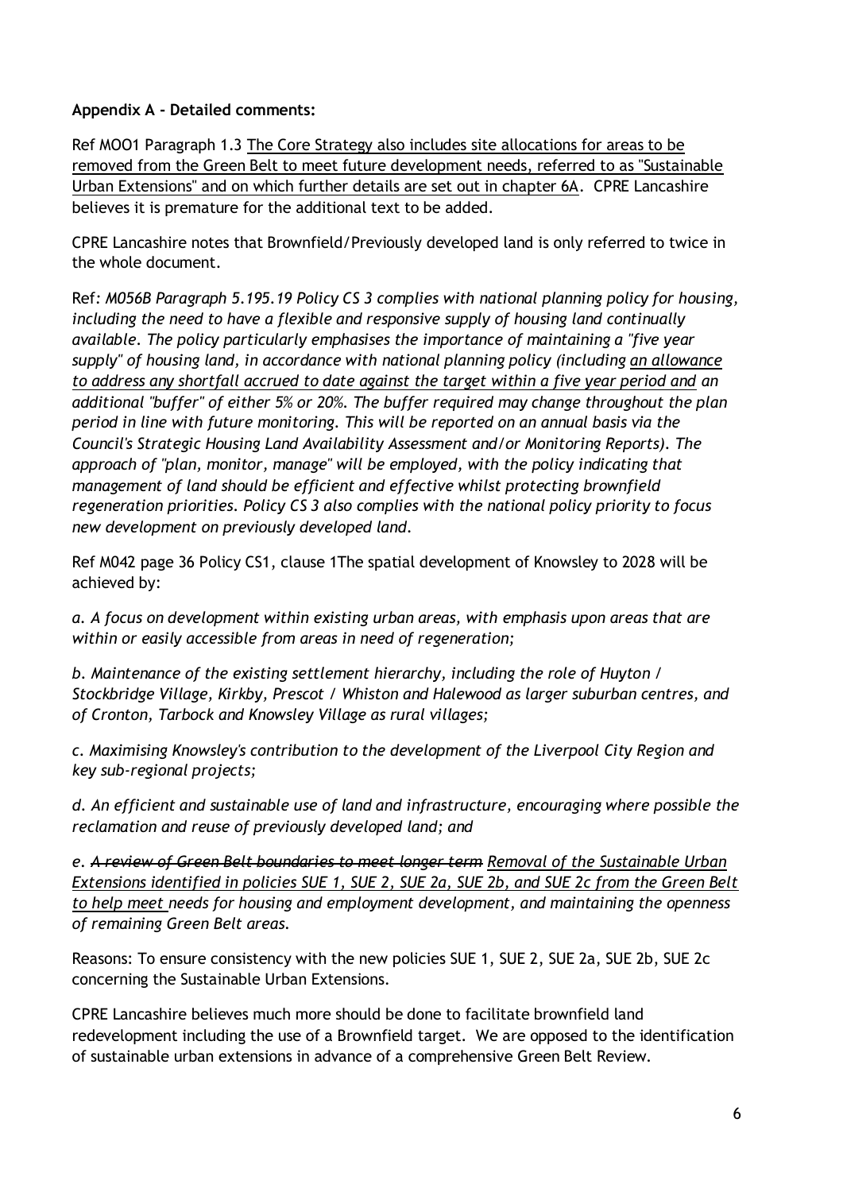**Appendix A – Detailed comments:**

Ref MOO1 Paragraph 1.3 <u>The Core Strategy also includes site allocations for areas to be removed from the Green Belt to meet future development needs, referred to as "Sustainable Urban Extensions" and on which further details are set out in chapter 6A</u>. CPRE Lancashire believes it is premature for the additional text to be added.

CPRE Lancashire notes that Brownfield/Previously developed land is only referred to twice in the whole document.

Ref: *M056B Paragraph 5.195.19 Policy CS 3 complies with national planning policy for housing, including the need to have a flexible and responsive supply of housing land continually available. The policy particularly emphasises the importance of maintaining a "five year supply" of housing land, in accordance with national planning policy (including <u>an allowance to address any shortfall accrued to date against the target within a five year period and</u> an additional "buffer" of either 5% or 20%. The buffer required may change throughout the plan period in line with future monitoring. This will be reported on an annual basis via the Council's Strategic Housing Land Availability Assessment and/or Monitoring Reports). The approach of "plan, monitor, manage" will be employed, with the policy indicating that management of land should be efficient and effective whilst protecting brownfield regeneration priorities. Policy CS 3 also complies with the national policy priority to focus new development on previously developed land.*

Ref M042 page 36 Policy CS1, clause 1The spatial development of Knowsley to 2028 will be achieved by:

*a. A focus on development within existing urban areas, with emphasis upon areas that are within or easily accessible from areas in need of regeneration;*

*b. Maintenance of the existing settlement hierarchy, including the role of Huyton / Stockbridge Village, Kirkby, Prescot / Whiston and Halewood as larger suburban centres, and of Cronton, Tarbock and Knowsley Village as rural villages;*

*c. Maximising Knowsley's contribution to the development of the Liverpool City Region and key sub-regional projects;*

*d. An efficient and sustainable use of land and infrastructure, encouraging where possible the reclamation and reuse of previously developed land; and*

*e. ~~A review of Green Belt boundaries to meet longer term~~ <u>Removal of the Sustainable Urban Extensions identified in policies SUE 1, SUE 2, SUE 2a, SUE 2b, and SUE 2c from the Green Belt to help meet</u> needs for housing and employment development, and maintaining the openness of remaining Green Belt areas.*

Reasons: To ensure consistency with the new policies SUE 1, SUE 2, SUE 2a, SUE 2b, SUE 2c concerning the Sustainable Urban Extensions.

CPRE Lancashire believes much more should be done to facilitate brownfield land redevelopment including the use of a Brownfield target. We are opposed to the identification of sustainable urban extensions in advance of a comprehensive Green Belt Review.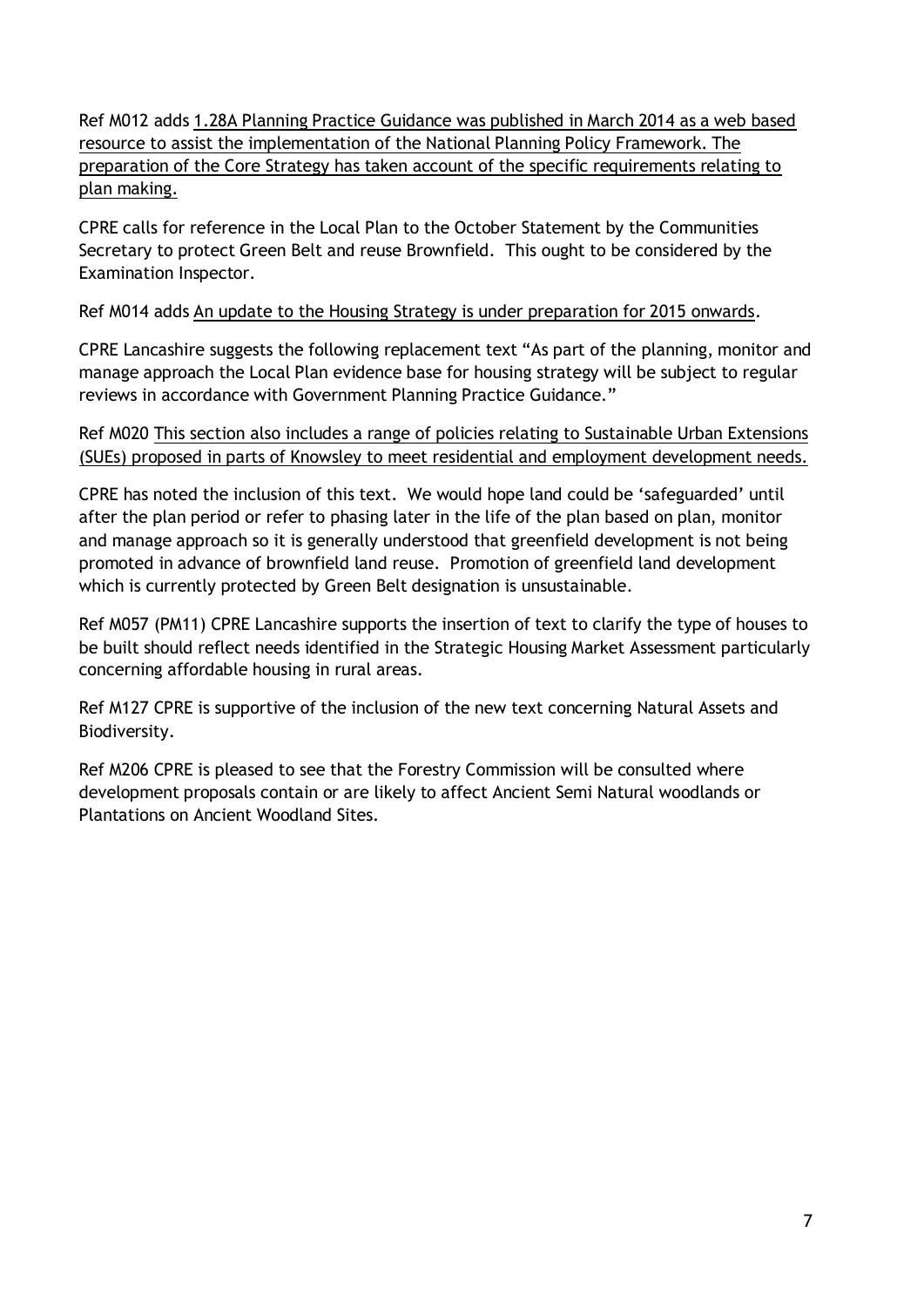Ref M012 adds <u>1.28A Planning Practice Guidance was published in March 2014 as a web based resource to assist the implementation of the National Planning Policy Framework. The preparation of the Core Strategy has taken account of the specific requirements relating to plan making.</u>

CPRE calls for reference in the Local Plan to the October Statement by the Communities Secretary to protect Green Belt and reuse Brownfield. This ought to be considered by the Examination Inspector.

Ref M014 adds <u>An update to the Housing Strategy is under preparation for 2015 onwards</u>.

CPRE Lancashire suggests the following replacement text "As part of the planning, monitor and manage approach the Local Plan evidence base for housing strategy will be subject to regular reviews in accordance with Government Planning Practice Guidance."

Ref M020 <u>This section also includes a range of policies relating to Sustainable Urban Extensions (SUEs) proposed in parts of Knowsley to meet residential and employment development needs.</u>

CPRE has noted the inclusion of this text. We would hope land could be 'safeguarded' until after the plan period or refer to phasing later in the life of the plan based on plan, monitor and manage approach so it is generally understood that greenfield development is not being promoted in advance of brownfield land reuse. Promotion of greenfield land development which is currently protected by Green Belt designation is unsustainable.

Ref M057 (PM11) CPRE Lancashire supports the insertion of text to clarify the type of houses to be built should reflect needs identified in the Strategic Housing Market Assessment particularly concerning affordable housing in rural areas.

Ref M127 CPRE is supportive of the inclusion of the new text concerning Natural Assets and Biodiversity.

Ref M206 CPRE is pleased to see that the Forestry Commission will be consulted where development proposals contain or are likely to affect Ancient Semi Natural woodlands or Plantations on Ancient Woodland Sites.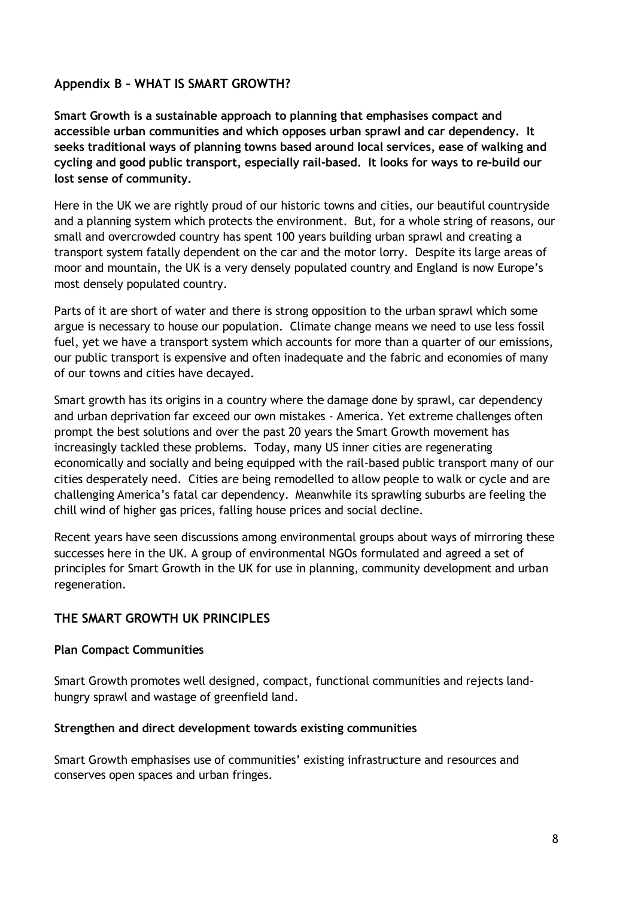## Appendix B – WHAT IS SMART GROWTH?

**Smart Growth is a sustainable approach to planning that emphasises compact and accessible urban communities and which opposes urban sprawl and car dependency. It seeks traditional ways of planning towns based around local services, ease of walking and cycling and good public transport, especially rail-based. It looks for ways to re-build our lost sense of community.**

Here in the UK we are rightly proud of our historic towns and cities, our beautiful countryside and a planning system which protects the environment. But, for a whole string of reasons, our small and overcrowded country has spent 100 years building urban sprawl and creating a transport system fatally dependent on the car and the motor lorry. Despite its large areas of moor and mountain, the UK is a very densely populated country and England is now Europe's most densely populated country.

Parts of it are short of water and there is strong opposition to the urban sprawl which some argue is necessary to house our population. Climate change means we need to use less fossil fuel, yet we have a transport system which accounts for more than a quarter of our emissions, our public transport is expensive and often inadequate and the fabric and economies of many of our towns and cities have decayed.

Smart growth has its origins in a country where the damage done by sprawl, car dependency and urban deprivation far exceed our own mistakes - America. Yet extreme challenges often prompt the best solutions and over the past 20 years the Smart Growth movement has increasingly tackled these problems. Today, many US inner cities are regenerating economically and socially and being equipped with the rail-based public transport many of our cities desperately need. Cities are being remodelled to allow people to walk or cycle and are challenging America's fatal car dependency. Meanwhile its sprawling suburbs are feeling the chill wind of higher gas prices, falling house prices and social decline.

Recent years have seen discussions among environmental groups about ways of mirroring these successes here in the UK. A group of environmental NGOs formulated and agreed a set of principles for Smart Growth in the UK for use in planning, community development and urban regeneration.

## THE SMART GROWTH UK PRINCIPLES

### Plan Compact Communities

Smart Growth promotes well designed, compact, functional communities and rejects land-hungry sprawl and wastage of greenfield land.

### Strengthen and direct development towards existing communities

Smart Growth emphasises use of communities' existing infrastructure and resources and conserves open spaces and urban fringes.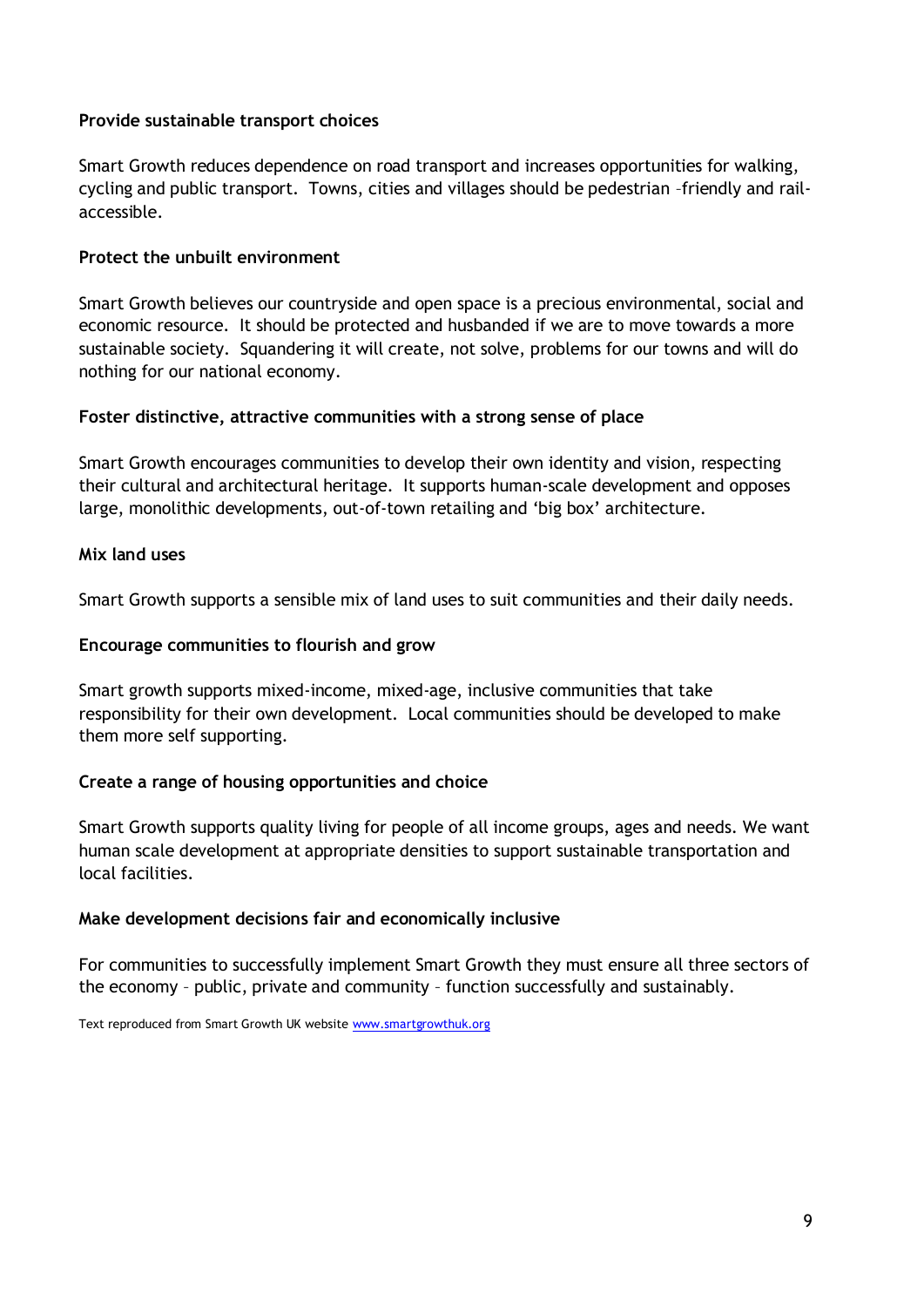**Provide sustainable transport choices**

Smart Growth reduces dependence on road transport and increases opportunities for walking, cycling and public transport. Towns, cities and villages should be pedestrian –friendly and rail-accessible.

**Protect the unbuilt environment**

Smart Growth believes our countryside and open space is a precious environmental, social and economic resource. It should be protected and husbanded if we are to move towards a more sustainable society. Squandering it will create, not solve, problems for our towns and will do nothing for our national economy.

**Foster distinctive, attractive communities with a strong sense of place**

Smart Growth encourages communities to develop their own identity and vision, respecting their cultural and architectural heritage. It supports human-scale development and opposes large, monolithic developments, out-of-town retailing and 'big box' architecture.

**Mix land uses**

Smart Growth supports a sensible mix of land uses to suit communities and their daily needs.

**Encourage communities to flourish and grow**

Smart growth supports mixed-income, mixed-age, inclusive communities that take responsibility for their own development. Local communities should be developed to make them more self supporting.

**Create a range of housing opportunities and choice**

Smart Growth supports quality living for people of all income groups, ages and needs. We want human scale development at appropriate densities to support sustainable transportation and local facilities.

**Make development decisions fair and economically inclusive**

For communities to successfully implement Smart Growth they must ensure all three sectors of the economy – public, private and community – function successfully and sustainably.

Text reproduced from Smart Growth UK website www.smartgrowthuk.org